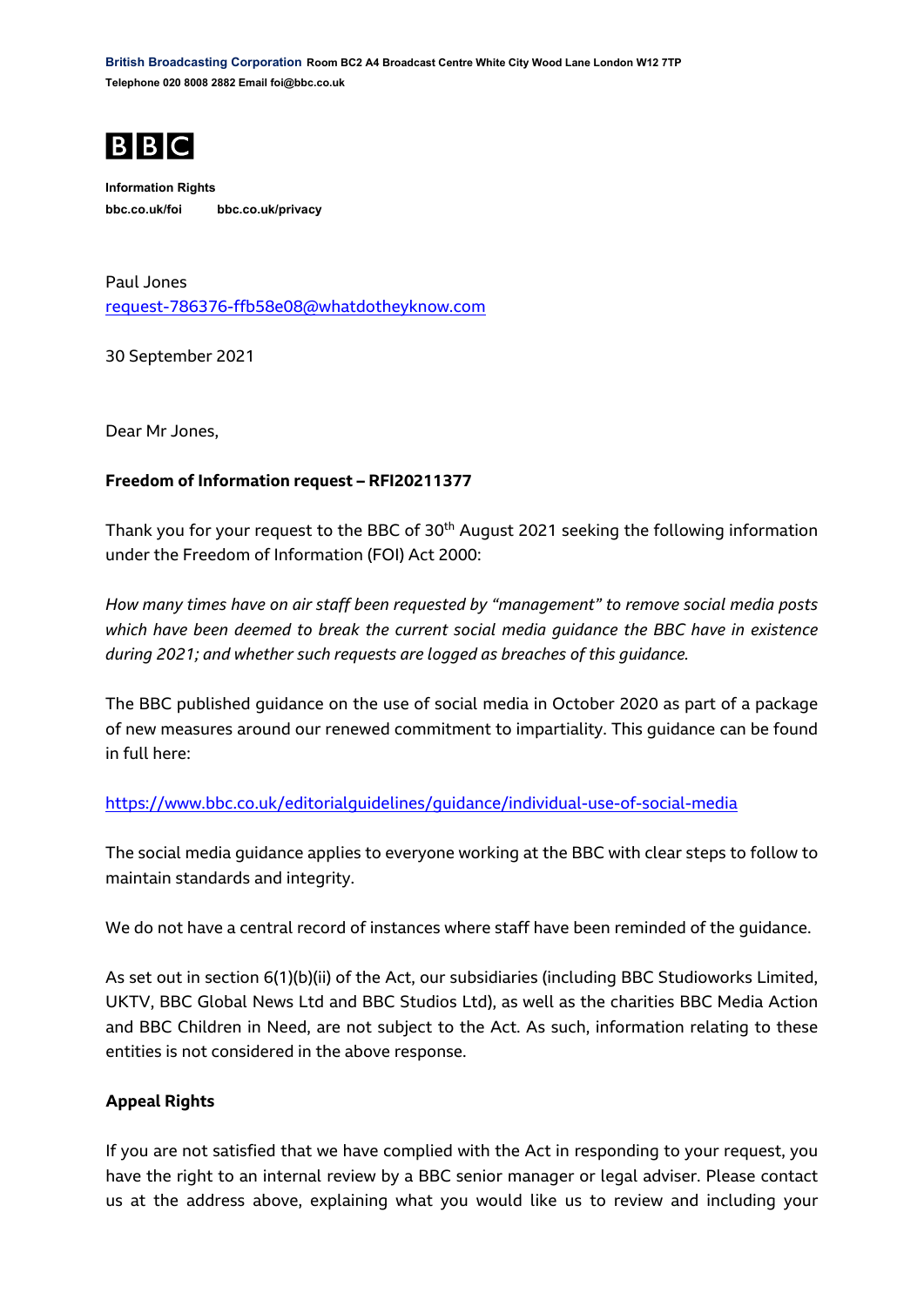**British Broadcasting Corporation** Room BC2 A4 Broadcast Centre White City Wood Lane London W12 7TP
Telephone 020 8008 2882 Email foi@bbc.co.uk

BBC

**Information Rights**
bbc.co.uk/foi    bbc.co.uk/privacy

Paul Jones
request-786376-ffb58e08@whatdotheyknow.com

30 September 2021

Dear Mr Jones,

**Freedom of Information request – RFI20211377**

Thank you for your request to the BBC of 30th August 2021 seeking the following information under the Freedom of Information (FOI) Act 2000:

*How many times have on air staff been requested by "management" to remove social media posts which have been deemed to break the current social media guidance the BBC have in existence during 2021; and whether such requests are logged as breaches of this guidance.*

The BBC published guidance on the use of social media in October 2020 as part of a package of new measures around our renewed commitment to impartiality. This guidance can be found in full here:

https://www.bbc.co.uk/editorialguidelines/guidance/individual-use-of-social-media

The social media guidance applies to everyone working at the BBC with clear steps to follow to maintain standards and integrity.

We do not have a central record of instances where staff have been reminded of the guidance.

As set out in section 6(1)(b)(ii) of the Act, our subsidiaries (including BBC Studioworks Limited, UKTV, BBC Global News Ltd and BBC Studios Ltd), as well as the charities BBC Media Action and BBC Children in Need, are not subject to the Act. As such, information relating to these entities is not considered in the above response.

**Appeal Rights**

If you are not satisfied that we have complied with the Act in responding to your request, you have the right to an internal review by a BBC senior manager or legal adviser. Please contact us at the address above, explaining what you would like us to review and including your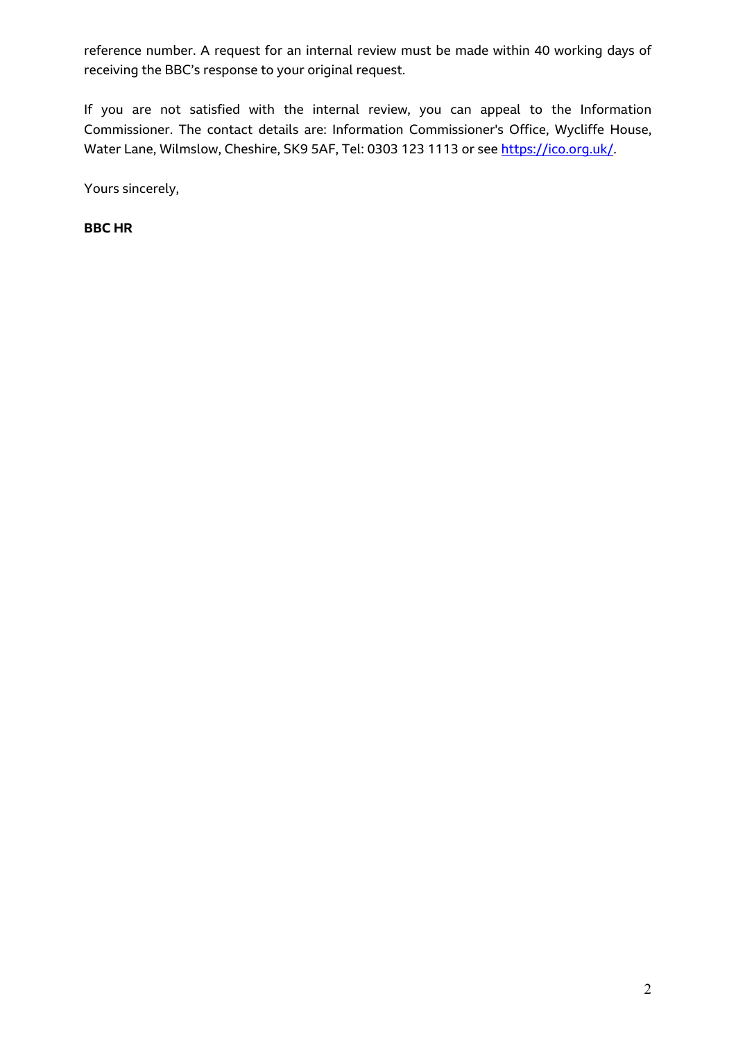reference number. A request for an internal review must be made within 40 working days of receiving the BBC's response to your original request.

If you are not satisfied with the internal review, you can appeal to the Information Commissioner. The contact details are: Information Commissioner's Office, Wycliffe House, Water Lane, Wilmslow, Cheshire, SK9 5AF, Tel: 0303 123 1113 or see https://ico.org.uk/.

Yours sincerely,

**BBC HR**